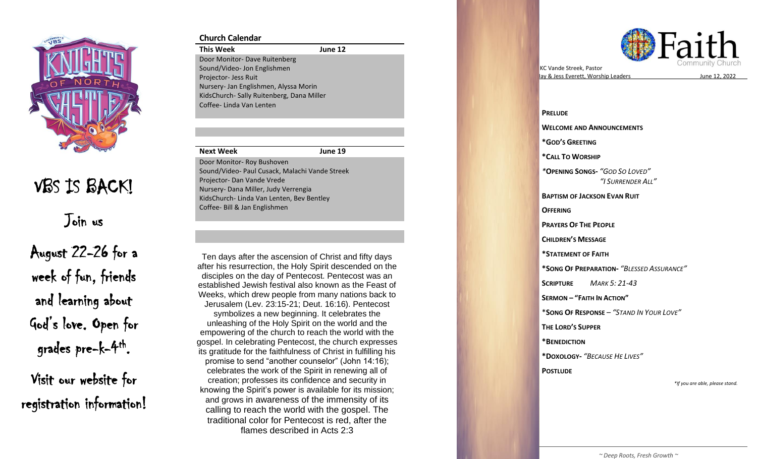VBS IS BACK!

Join us

August 22-26 for a week of fun, friends and learning about God's love. Open for grades pre-k-4th.

Visit our website for registration information!

## Church Calendar

| This Week | June 12 |
|---|---|
| Door Monitor- Dave Ruitenberg | |
| Sound/Video- Jon Englishmen | |
| Projector- Jess Ruit | |
| Nursery- Jan Englishmen, Alyssa Morin | |
| KidsChurch- Sally Ruitenberg, Dana Miller | |
| Coffee- Linda Van Lenten | |

| Next Week | June 19 |
|---|---|
| Door Monitor- Roy Bushoven | |
| Sound/Video- Paul Cusack, Malachi Vande Streek | |
| Projector- Dan Vande Vrede | |
| Nursery- Dana Miller, Judy Verrengia | |
| KidsChurch- Linda Van Lenten, Bev Bentley | |
| Coffee- Bill & Jan Englishmen | |

Ten days after the ascension of Christ and fifty days after his resurrection, the Holy Spirit descended on the disciples on the day of Pentecost. Pentecost was an established Jewish festival also known as the Feast of Weeks, which drew people from many nations back to Jerusalem (Lev. 23:15-21; Deut. 16:16). Pentecost symbolizes a new beginning. It celebrates the unleashing of the Holy Spirit on the world and the empowering of the church to reach the world with the gospel. In celebrating Pentecost, the church expresses its gratitude for the faithfulness of Christ in fulfilling his promise to send "another counselor" (John 14:16); celebrates the work of the Spirit in renewing all of creation; professes its confidence and security in knowing the Spirit's power is available for its mission; and grows in awareness of the immensity of its calling to reach the world with the gospel. The traditional color for Pentecost is red, after the flames described in Acts 2:3

# Faith Community Church

KC Vande Streek, Pastor
Jay & Jess Everett, Worship Leaders — June 12, 2022

**PRELUDE**

**WELCOME AND ANNOUNCEMENTS**

**\*GOD'S GREETING**

**\*CALL TO WORSHIP**

**\*OPENING SONGS-** *"GOD SO LOVED"*
*"I SURRENDER ALL"*

**BAPTISM OF JACKSON EVAN RUIT**

**OFFERING**

**PRAYERS OF THE PEOPLE**

**CHILDREN'S MESSAGE**

**\*STATEMENT OF FAITH**

**\*SONG OF PREPARATION-** *"BLESSED ASSURANCE"*

**SCRIPTURE** *MARK 5: 21-43*

**SERMON – "FAITH IN ACTION"**

**\*SONG OF RESPONSE** – *"STAND IN YOUR LOVE"*

**THE LORD'S SUPPER**

**\*BENEDICTION**

**\*DOXOLOGY-** *"BECAUSE HE LIVES"*

**POSTLUDE**

*\*If you are able, please stand.*

*~ Deep Roots, Fresh Growth ~*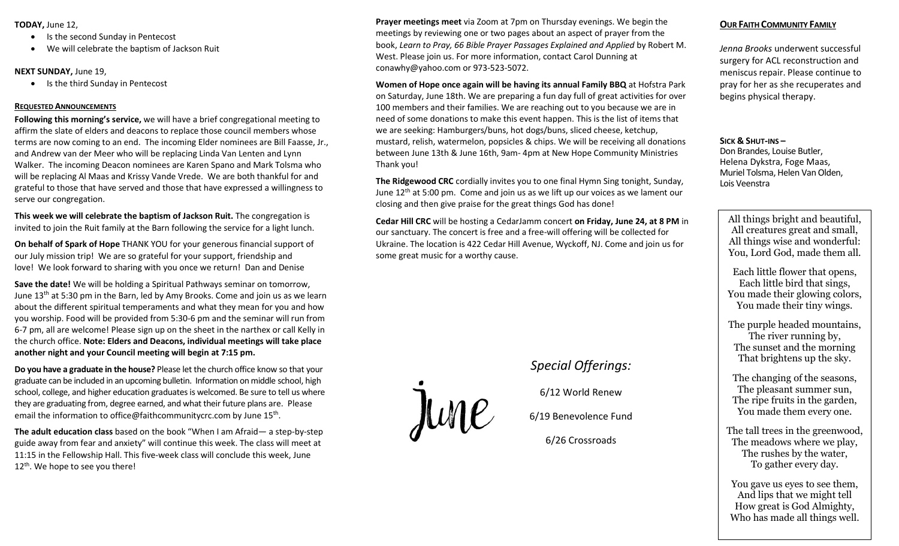**TODAY,** June 12,

- Is the second Sunday in Pentecost
- We will celebrate the baptism of Jackson Ruit

**NEXT SUNDAY,** June 19,

- Is the third Sunday in Pentecost

**REQUESTED ANNOUNCEMENTS**

**Following this morning's service,** we will have a brief congregational meeting to affirm the slate of elders and deacons to replace those council members whose terms are now coming to an end. The incoming Elder nominees are Bill Faasse, Jr., and Andrew van der Meer who will be replacing Linda Van Lenten and Lynn Walker. The incoming Deacon nominees are Karen Spano and Mark Tolsma who will be replacing Al Maas and Krissy Vande Vrede. We are both thankful for and grateful to those that have served and those that have expressed a willingness to serve our congregation.

**This week we will celebrate the baptism of Jackson Ruit.** The congregation is invited to join the Ruit family at the Barn following the service for a light lunch.

**On behalf of Spark of Hope** THANK YOU for your generous financial support of our July mission trip! We are so grateful for your support, friendship and love! We look forward to sharing with you once we return! Dan and Denise

**Save the date!** We will be holding a Spiritual Pathways seminar on tomorrow, June 13th at 5:30 pm in the Barn, led by Amy Brooks. Come and join us as we learn about the different spiritual temperaments and what they mean for you and how you worship. Food will be provided from 5:30-6 pm and the seminar will run from 6-7 pm, all are welcome! Please sign up on the sheet in the narthex or call Kelly in the church office. **Note: Elders and Deacons, individual meetings will take place another night and your Council meeting will begin at 7:15 pm.**

**Do you have a graduate in the house?** Please let the church office know so that your graduate can be included in an upcoming bulletin. Information on middle school, high school, college, and higher education graduates is welcomed. Be sure to tell us where they are graduating from, degree earned, and what their future plans are. Please email the information to office@faithcommunitycrc.com by June 15th.

**The adult education class** based on the book "When I am Afraid— a step-by-step guide away from fear and anxiety" will continue this week. The class will meet at 11:15 in the Fellowship Hall. This five-week class will conclude this week, June 12th. We hope to see you there!

**Prayer meetings meet** via Zoom at 7pm on Thursday evenings. We begin the meetings by reviewing one or two pages about an aspect of prayer from the book, *Learn to Pray, 66 Bible Prayer Passages Explained and Applied* by Robert M. West. Please join us. For more information, contact Carol Dunning at conawhy@yahoo.com or 973-523-5072.

**Women of Hope once again will be having its annual Family BBQ** at Hofstra Park on Saturday, June 18th. We are preparing a fun day full of great activities for over 100 members and their families. We are reaching out to you because we are in need of some donations to make this event happen. This is the list of items that we are seeking: Hamburgers/buns, hot dogs/buns, sliced cheese, ketchup, mustard, relish, watermelon, popsicles & chips. We will be receiving all donations between June 13th & June 16th, 9am- 4pm at New Hope Community Ministries Thank you!

**The Ridgewood CRC** cordially invites you to one final Hymn Sing tonight, Sunday, June 12th at 5:00 pm. Come and join us as we lift up our voices as we lament our closing and then give praise for the great things God has done!

**Cedar Hill CRC** will be hosting a CedarJamm concert **on Friday, June 24, at 8 PM** in our sanctuary. The concert is free and a free-will offering will be collected for Ukraine. The location is 422 Cedar Hill Avenue, Wyckoff, NJ. Come and join us for some great music for a worthy cause.

June

*Special Offerings:*

6/12 World Renew

6/19 Benevolence Fund

6/26 Crossroads

**OUR FAITH COMMUNITY FAMILY**

*Jenna Brooks* underwent successful surgery for ACL reconstruction and meniscus repair. Please continue to pray for her as she recuperates and begins physical therapy.

**SICK & SHUT-INS –**
Don Brandes, Louise Butler, Helena Dykstra, Foge Maas, Muriel Tolsma, Helen Van Olden, Lois Veenstra

All things bright and beautiful,
All creatures great and small,
All things wise and wonderful:
You, Lord God, made them all.

Each little flower that opens,
Each little bird that sings,
You made their glowing colors,
You made their tiny wings.

The purple headed mountains,
The river running by,
The sunset and the morning
That brightens up the sky.

The changing of the seasons,
The pleasant summer sun,
The ripe fruits in the garden,
You made them every one.

The tall trees in the greenwood,
The meadows where we play,
The rushes by the water,
To gather every day.

You gave us eyes to see them,
And lips that we might tell
How great is God Almighty,
Who has made all things well.